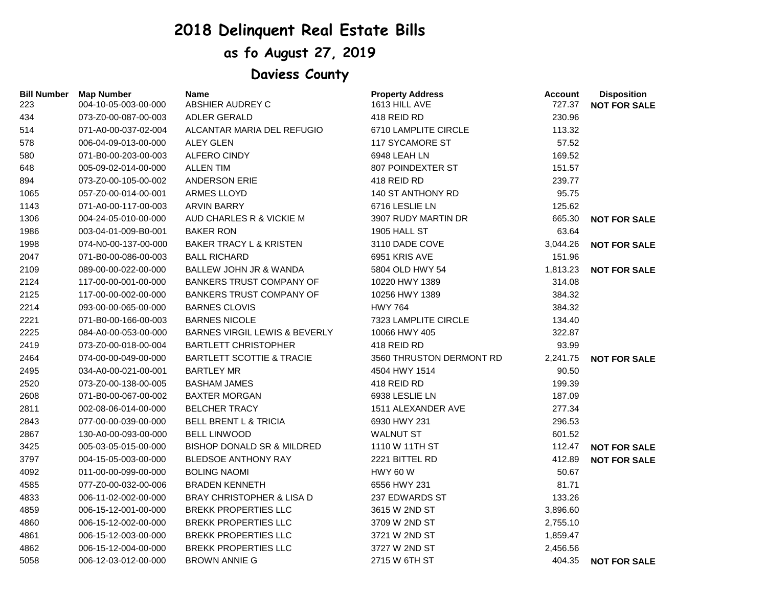# 2018 Delinquent Real Estate Bills

## as fo August 27, 2019

## Daviess County

| Bill Number | Map Number | Name | Property Address | Account | Disposition |
|---|---|---|---|---|---|
| 223 | 004-10-05-003-00-000 | ABSHIER AUDREY C | 1613 HILL AVE | 727.37 | NOT FOR SALE |
| 434 | 073-Z0-00-087-00-003 | ADLER GERALD | 418 REID RD | 230.96 | |
| 514 | 071-A0-00-037-02-004 | ALCANTAR MARIA DEL REFUGIO | 6710 LAMPLITE CIRCLE | 113.32 | |
| 578 | 006-04-09-013-00-000 | ALEY GLEN | 117 SYCAMORE ST | 57.52 | |
| 580 | 071-B0-00-203-00-003 | ALFERO CINDY | 6948 LEAH LN | 169.52 | |
| 648 | 005-09-02-014-00-000 | ALLEN TIM | 807 POINDEXTER ST | 151.57 | |
| 894 | 073-Z0-00-105-00-002 | ANDERSON ERIE | 418 REID RD | 239.77 | |
| 1065 | 057-Z0-00-014-00-001 | ARMES LLOYD | 140 ST ANTHONY RD | 95.75 | |
| 1143 | 071-A0-00-117-00-003 | ARVIN BARRY | 6716 LESLIE LN | 125.62 | |
| 1306 | 004-24-05-010-00-000 | AUD CHARLES R & VICKIE M | 3907 RUDY MARTIN DR | 665.30 | NOT FOR SALE |
| 1986 | 003-04-01-009-B0-001 | BAKER RON | 1905 HALL ST | 63.64 | |
| 1998 | 074-N0-00-137-00-000 | BAKER TRACY L & KRISTEN | 3110 DADE COVE | 3,044.26 | NOT FOR SALE |
| 2047 | 071-B0-00-086-00-003 | BALL RICHARD | 6951 KRIS AVE | 151.96 | |
| 2109 | 089-00-00-022-00-000 | BALLEW JOHN JR & WANDA | 5804 OLD HWY 54 | 1,813.23 | NOT FOR SALE |
| 2124 | 117-00-00-001-00-000 | BANKERS TRUST COMPANY OF | 10220 HWY 1389 | 314.08 | |
| 2125 | 117-00-00-002-00-000 | BANKERS TRUST COMPANY OF | 10256 HWY 1389 | 384.32 | |
| 2214 | 093-00-00-065-00-000 | BARNES CLOVIS | HWY 764 | 384.32 | |
| 2221 | 071-B0-00-166-00-003 | BARNES NICOLE | 7323 LAMPLITE CIRCLE | 134.40 | |
| 2225 | 084-A0-00-053-00-000 | BARNES VIRGIL LEWIS & BEVERLY | 10066 HWY 405 | 322.87 | |
| 2419 | 073-Z0-00-018-00-004 | BARTLETT CHRISTOPHER | 418 REID RD | 93.99 | |
| 2464 | 074-00-00-049-00-000 | BARTLETT SCOTTIE & TRACIE | 3560 THRUSTON DERMONT RD | 2,241.75 | NOT FOR SALE |
| 2495 | 034-A0-00-021-00-001 | BARTLEY MR | 4504 HWY 1514 | 90.50 | |
| 2520 | 073-Z0-00-138-00-005 | BASHAM JAMES | 418 REID RD | 199.39 | |
| 2608 | 071-B0-00-067-00-002 | BAXTER MORGAN | 6938 LESLIE LN | 187.09 | |
| 2811 | 002-08-06-014-00-000 | BELCHER TRACY | 1511 ALEXANDER AVE | 277.34 | |
| 2843 | 077-00-00-039-00-000 | BELL BRENT L & TRICIA | 6930 HWY 231 | 296.53 | |
| 2867 | 130-A0-00-093-00-000 | BELL LINWOOD | WALNUT ST | 601.52 | |
| 3425 | 005-03-05-015-00-000 | BISHOP DONALD SR & MILDRED | 1110 W 11TH ST | 112.47 | NOT FOR SALE |
| 3797 | 004-15-05-003-00-000 | BLEDSOE ANTHONY RAY | 2221 BITTEL RD | 412.89 | NOT FOR SALE |
| 4092 | 011-00-00-099-00-000 | BOLING NAOMI | HWY 60 W | 50.67 | |
| 4585 | 077-Z0-00-032-00-006 | BRADEN KENNETH | 6556 HWY 231 | 81.71 | |
| 4833 | 006-11-02-002-00-000 | BRAY CHRISTOPHER & LISA D | 237 EDWARDS ST | 133.26 | |
| 4859 | 006-15-12-001-00-000 | BREKK PROPERTIES LLC | 3615 W 2ND ST | 3,896.60 | |
| 4860 | 006-15-12-002-00-000 | BREKK PROPERTIES LLC | 3709 W 2ND ST | 2,755.10 | |
| 4861 | 006-15-12-003-00-000 | BREKK PROPERTIES LLC | 3721 W 2ND ST | 1,859.47 | |
| 4862 | 006-15-12-004-00-000 | BREKK PROPERTIES LLC | 3727 W 2ND ST | 2,456.56 | |
| 5058 | 006-12-03-012-00-000 | BROWN ANNIE G | 2715 W 6TH ST | 404.35 | NOT FOR SALE |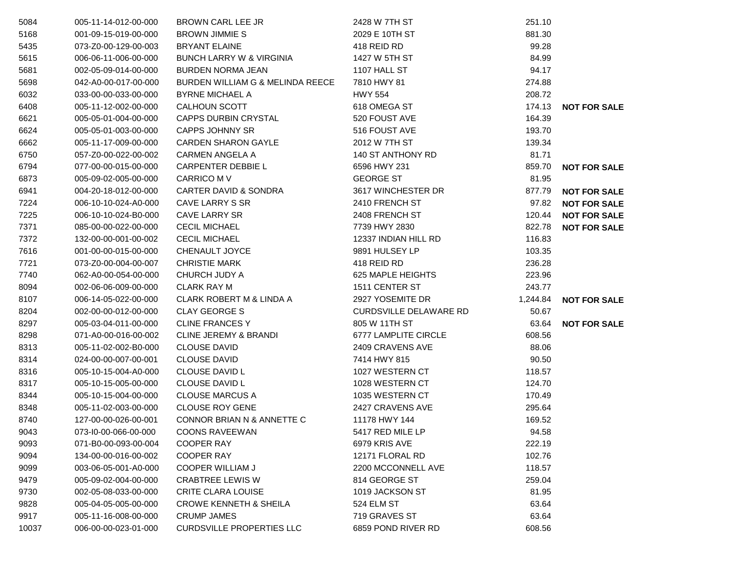| | | | | | |
|---|---|---|---|---|---|
| 5084 | 005-11-14-012-00-000 | BROWN CARL LEE JR | 2428 W 7TH ST | 251.10 | |
| 5168 | 001-09-15-019-00-000 | BROWN JIMMIE S | 2029 E 10TH ST | 881.30 | |
| 5435 | 073-Z0-00-129-00-003 | BRYANT ELAINE | 418 REID RD | 99.28 | |
| 5615 | 006-06-11-006-00-000 | BUNCH LARRY W & VIRGINIA | 1427 W 5TH ST | 84.99 | |
| 5681 | 002-05-09-014-00-000 | BURDEN NORMA JEAN | 1107 HALL ST | 94.17 | |
| 5698 | 042-A0-00-017-00-000 | BURDEN WILLIAM G & MELINDA REECE | 7810 HWY 81 | 274.88 | |
| 6032 | 033-00-00-033-00-000 | BYRNE MICHAEL A | HWY 554 | 208.72 | |
| 6408 | 005-11-12-002-00-000 | CALHOUN SCOTT | 618 OMEGA ST | 174.13 | **NOT FOR SALE** |
| 6621 | 005-05-01-004-00-000 | CAPPS DURBIN CRYSTAL | 520 FOUST AVE | 164.39 | |
| 6624 | 005-05-01-003-00-000 | CAPPS JOHNNY SR | 516 FOUST AVE | 193.70 | |
| 6662 | 005-11-17-009-00-000 | CARDEN SHARON GAYLE | 2012 W 7TH ST | 139.34 | |
| 6750 | 057-Z0-00-022-00-002 | CARMEN ANGELA A | 140 ST ANTHONY RD | 81.71 | |
| 6794 | 077-00-00-015-00-000 | CARPENTER DEBBIE L | 6596 HWY 231 | 859.70 | **NOT FOR SALE** |
| 6873 | 005-09-02-005-00-000 | CARRICO M V | GEORGE ST | 81.95 | |
| 6941 | 004-20-18-012-00-000 | CARTER DAVID & SONDRA | 3617 WINCHESTER DR | 877.79 | **NOT FOR SALE** |
| 7224 | 006-10-10-024-A0-000 | CAVE LARRY S SR | 2410 FRENCH ST | 97.82 | **NOT FOR SALE** |
| 7225 | 006-10-10-024-B0-000 | CAVE LARRY SR | 2408 FRENCH ST | 120.44 | **NOT FOR SALE** |
| 7371 | 085-00-00-022-00-000 | CECIL MICHAEL | 7739 HWY 2830 | 822.78 | **NOT FOR SALE** |
| 7372 | 132-00-00-001-00-002 | CECIL MICHAEL | 12337 INDIAN HILL RD | 116.83 | |
| 7616 | 001-00-00-015-00-000 | CHENAULT JOYCE | 9891 HULSEY LP | 103.35 | |
| 7721 | 073-Z0-00-004-00-007 | CHRISTIE MARK | 418 REID RD | 236.28 | |
| 7740 | 062-A0-00-054-00-000 | CHURCH JUDY A | 625 MAPLE HEIGHTS | 223.96 | |
| 8094 | 002-06-06-009-00-000 | CLARK RAY M | 1511 CENTER ST | 243.77 | |
| 8107 | 006-14-05-022-00-000 | CLARK ROBERT M & LINDA A | 2927 YOSEMITE DR | 1,244.84 | **NOT FOR SALE** |
| 8204 | 002-00-00-012-00-000 | CLAY GEORGE S | CURDSVILLE DELAWARE RD | 50.67 | |
| 8297 | 005-03-04-011-00-000 | CLINE FRANCES Y | 805 W 11TH ST | 63.64 | **NOT FOR SALE** |
| 8298 | 071-A0-00-016-00-002 | CLINE JEREMY & BRANDI | 6777 LAMPLITE CIRCLE | 608.56 | |
| 8313 | 005-11-02-002-B0-000 | CLOUSE DAVID | 2409 CRAVENS AVE | 88.06 | |
| 8314 | 024-00-00-007-00-001 | CLOUSE DAVID | 7414 HWY 815 | 90.50 | |
| 8316 | 005-10-15-004-A0-000 | CLOUSE DAVID L | 1027 WESTERN CT | 118.57 | |
| 8317 | 005-10-15-005-00-000 | CLOUSE DAVID L | 1028 WESTERN CT | 124.70 | |
| 8344 | 005-10-15-004-00-000 | CLOUSE MARCUS A | 1035 WESTERN CT | 170.49 | |
| 8348 | 005-11-02-003-00-000 | CLOUSE ROY GENE | 2427 CRAVENS AVE | 295.64 | |
| 8740 | 127-00-00-026-00-001 | CONNOR BRIAN N & ANNETTE C | 11178 HWY 144 | 169.52 | |
| 9043 | 073-I0-00-066-00-000 | COONS RAVEEWAN | 5417 RED MILE LP | 94.58 | |
| 9093 | 071-B0-00-093-00-004 | COOPER RAY | 6979 KRIS AVE | 222.19 | |
| 9094 | 134-00-00-016-00-002 | COOPER RAY | 12171 FLORAL RD | 102.76 | |
| 9099 | 003-06-05-001-A0-000 | COOPER WILLIAM J | 2200 MCCONNELL AVE | 118.57 | |
| 9479 | 005-09-02-004-00-000 | CRABTREE LEWIS W | 814 GEORGE ST | 259.04 | |
| 9730 | 002-05-08-033-00-000 | CRITE CLARA LOUISE | 1019 JACKSON ST | 81.95 | |
| 9828 | 005-04-05-005-00-000 | CROWE KENNETH & SHEILA | 524 ELM ST | 63.64 | |
| 9917 | 005-11-16-008-00-000 | CRUMP JAMES | 719 GRAVES ST | 63.64 | |
| 10037 | 006-00-00-023-01-000 | CURDSVILLE PROPERTIES LLC | 6859 POND RIVER RD | 608.56 | |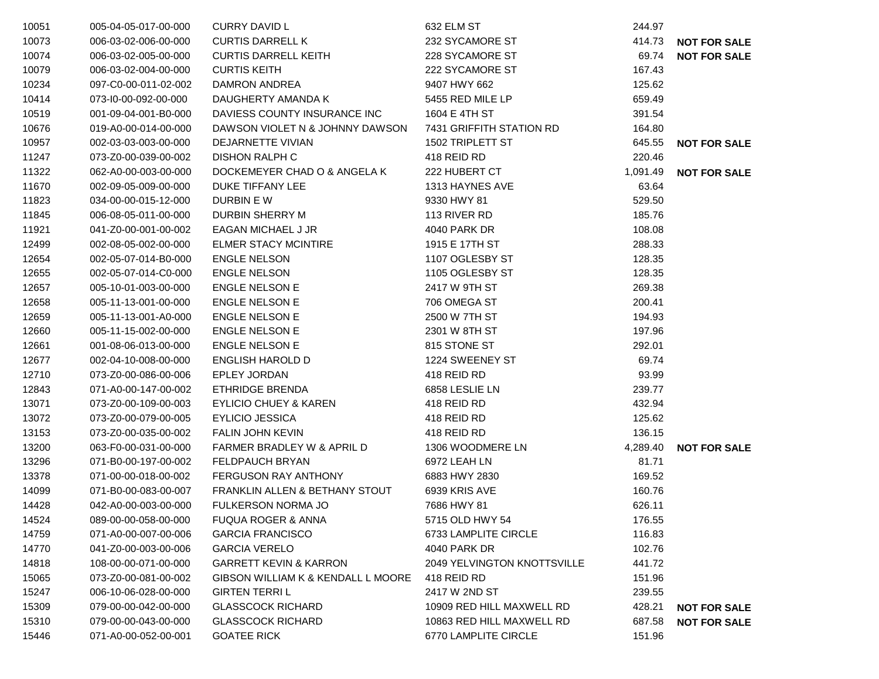| | | | | | |
|---|---|---|---|---|---|
| 10051 | 005-04-05-017-00-000 | CURRY DAVID L | 632 ELM ST | 244.97 | |
| 10073 | 006-03-02-006-00-000 | CURTIS DARRELL K | 232 SYCAMORE ST | 414.73 | **NOT FOR SALE** |
| 10074 | 006-03-02-005-00-000 | CURTIS DARRELL KEITH | 228 SYCAMORE ST | 69.74 | **NOT FOR SALE** |
| 10079 | 006-03-02-004-00-000 | CURTIS KEITH | 222 SYCAMORE ST | 167.43 | |
| 10234 | 097-C0-00-011-02-002 | DAMRON ANDREA | 9407 HWY 662 | 125.62 | |
| 10414 | 073-I0-00-092-00-000 | DAUGHERTY AMANDA K | 5455 RED MILE LP | 659.49 | |
| 10519 | 001-09-04-001-B0-000 | DAVIESS COUNTY INSURANCE INC | 1604 E 4TH ST | 391.54 | |
| 10676 | 019-A0-00-014-00-000 | DAWSON VIOLET N & JOHNNY DAWSON | 7431 GRIFFITH STATION RD | 164.80 | |
| 10957 | 002-03-03-003-00-000 | DEJARNETTE VIVIAN | 1502 TRIPLETT ST | 645.55 | **NOT FOR SALE** |
| 11247 | 073-Z0-00-039-00-002 | DISHON RALPH C | 418 REID RD | 220.46 | |
| 11322 | 062-A0-00-003-00-000 | DOCKEMEYER CHAD O & ANGELA K | 222 HUBERT CT | 1,091.49 | **NOT FOR SALE** |
| 11670 | 002-09-05-009-00-000 | DUKE TIFFANY LEE | 1313 HAYNES AVE | 63.64 | |
| 11823 | 034-00-00-015-12-000 | DURBIN E W | 9330 HWY 81 | 529.50 | |
| 11845 | 006-08-05-011-00-000 | DURBIN SHERRY M | 113 RIVER RD | 185.76 | |
| 11921 | 041-Z0-00-001-00-002 | EAGAN MICHAEL J JR | 4040 PARK DR | 108.08 | |
| 12499 | 002-08-05-002-00-000 | ELMER STACY MCINTIRE | 1915 E 17TH ST | 288.33 | |
| 12654 | 002-05-07-014-B0-000 | ENGLE NELSON | 1107 OGLESBY ST | 128.35 | |
| 12655 | 002-05-07-014-C0-000 | ENGLE NELSON | 1105 OGLESBY ST | 128.35 | |
| 12657 | 005-10-01-003-00-000 | ENGLE NELSON E | 2417 W 9TH ST | 269.38 | |
| 12658 | 005-11-13-001-00-000 | ENGLE NELSON E | 706 OMEGA ST | 200.41 | |
| 12659 | 005-11-13-001-A0-000 | ENGLE NELSON E | 2500 W 7TH ST | 194.93 | |
| 12660 | 005-11-15-002-00-000 | ENGLE NELSON E | 2301 W 8TH ST | 197.96 | |
| 12661 | 001-08-06-013-00-000 | ENGLE NELSON E | 815 STONE ST | 292.01 | |
| 12677 | 002-04-10-008-00-000 | ENGLISH HAROLD D | 1224 SWEENEY ST | 69.74 | |
| 12710 | 073-Z0-00-086-00-006 | EPLEY JORDAN | 418 REID RD | 93.99 | |
| 12843 | 071-A0-00-147-00-002 | ETHRIDGE BRENDA | 6858 LESLIE LN | 239.77 | |
| 13071 | 073-Z0-00-109-00-003 | EYLICIO CHUEY & KAREN | 418 REID RD | 432.94 | |
| 13072 | 073-Z0-00-079-00-005 | EYLICIO JESSICA | 418 REID RD | 125.62 | |
| 13153 | 073-Z0-00-035-00-002 | FALIN JOHN KEVIN | 418 REID RD | 136.15 | |
| 13200 | 063-F0-00-031-00-000 | FARMER BRADLEY W & APRIL D | 1306 WOODMERE LN | 4,289.40 | **NOT FOR SALE** |
| 13296 | 071-B0-00-197-00-002 | FELDPAUCH BRYAN | 6972 LEAH LN | 81.71 | |
| 13378 | 071-00-00-018-00-002 | FERGUSON RAY ANTHONY | 6883 HWY 2830 | 169.52 | |
| 14099 | 071-B0-00-083-00-007 | FRANKLIN ALLEN & BETHANY STOUT | 6939 KRIS AVE | 160.76 | |
| 14428 | 042-A0-00-003-00-000 | FULKERSON NORMA JO | 7686 HWY 81 | 626.11 | |
| 14524 | 089-00-00-058-00-000 | FUQUA ROGER & ANNA | 5715 OLD HWY 54 | 176.55 | |
| 14759 | 071-A0-00-007-00-006 | GARCIA FRANCISCO | 6733 LAMPLITE CIRCLE | 116.83 | |
| 14770 | 041-Z0-00-003-00-006 | GARCIA VERELO | 4040 PARK DR | 102.76 | |
| 14818 | 108-00-00-071-00-000 | GARRETT KEVIN & KARRON | 2049 YELVINGTON KNOTTSVILLE | 441.72 | |
| 15065 | 073-Z0-00-081-00-002 | GIBSON WILLIAM K & KENDALL L MOORE | 418 REID RD | 151.96 | |
| 15247 | 006-10-06-028-00-000 | GIRTEN TERRI L | 2417 W 2ND ST | 239.55 | |
| 15309 | 079-00-00-042-00-000 | GLASSCOCK RICHARD | 10909 RED HILL MAXWELL RD | 428.21 | **NOT FOR SALE** |
| 15310 | 079-00-00-043-00-000 | GLASSCOCK RICHARD | 10863 RED HILL MAXWELL RD | 687.58 | **NOT FOR SALE** |
| 15446 | 071-A0-00-052-00-001 | GOATEE RICK | 6770 LAMPLITE CIRCLE | 151.96 | |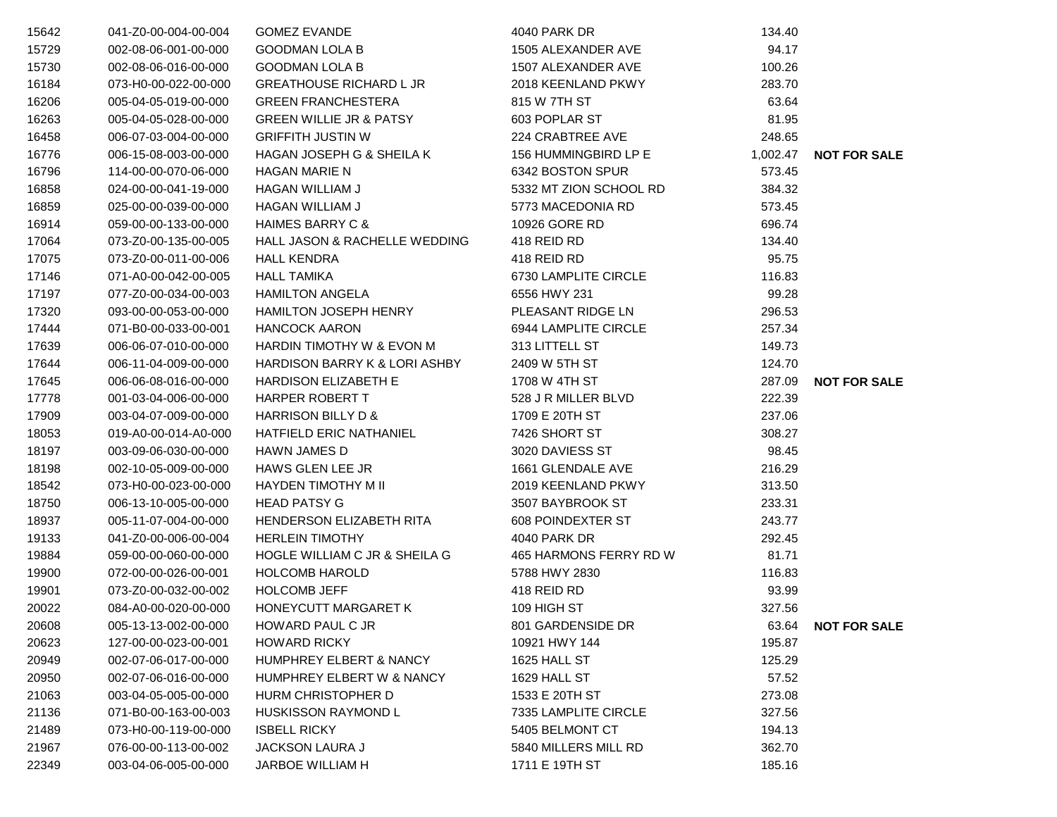| | | | | | |
|---|---|---|---|---|---|
| 15642 | 041-Z0-00-004-00-004 | GOMEZ EVANDE | 4040 PARK DR | 134.40 | |
| 15729 | 002-08-06-001-00-000 | GOODMAN LOLA B | 1505 ALEXANDER AVE | 94.17 | |
| 15730 | 002-08-06-016-00-000 | GOODMAN LOLA B | 1507 ALEXANDER AVE | 100.26 | |
| 16184 | 073-H0-00-022-00-000 | GREATHOUSE RICHARD L JR | 2018 KEENLAND PKWY | 283.70 | |
| 16206 | 005-04-05-019-00-000 | GREEN FRANCHESTERA | 815 W 7TH ST | 63.64 | |
| 16263 | 005-04-05-028-00-000 | GREEN WILLIE JR & PATSY | 603 POPLAR ST | 81.95 | |
| 16458 | 006-07-03-004-00-000 | GRIFFITH JUSTIN W | 224 CRABTREE AVE | 248.65 | |
| 16776 | 006-15-08-003-00-000 | HAGAN JOSEPH G & SHEILA K | 156 HUMMINGBIRD LP E | 1,002.47 | **NOT FOR SALE** |
| 16796 | 114-00-00-070-06-000 | HAGAN MARIE N | 6342 BOSTON SPUR | 573.45 | |
| 16858 | 024-00-00-041-19-000 | HAGAN WILLIAM J | 5332 MT ZION SCHOOL RD | 384.32 | |
| 16859 | 025-00-00-039-00-000 | HAGAN WILLIAM J | 5773 MACEDONIA RD | 573.45 | |
| 16914 | 059-00-00-133-00-000 | HAIMES BARRY C & | 10926 GORE RD | 696.74 | |
| 17064 | 073-Z0-00-135-00-005 | HALL JASON & RACHELLE WEDDING | 418 REID RD | 134.40 | |
| 17075 | 073-Z0-00-011-00-006 | HALL KENDRA | 418 REID RD | 95.75 | |
| 17146 | 071-A0-00-042-00-005 | HALL TAMIKA | 6730 LAMPLITE CIRCLE | 116.83 | |
| 17197 | 077-Z0-00-034-00-003 | HAMILTON ANGELA | 6556 HWY 231 | 99.28 | |
| 17320 | 093-00-00-053-00-000 | HAMILTON JOSEPH HENRY | PLEASANT RIDGE LN | 296.53 | |
| 17444 | 071-B0-00-033-00-001 | HANCOCK AARON | 6944 LAMPLITE CIRCLE | 257.34 | |
| 17639 | 006-06-07-010-00-000 | HARDIN TIMOTHY W & EVON M | 313 LITTELL ST | 149.73 | |
| 17644 | 006-11-04-009-00-000 | HARDISON BARRY K & LORI ASHBY | 2409 W 5TH ST | 124.70 | |
| 17645 | 006-06-08-016-00-000 | HARDISON ELIZABETH E | 1708 W 4TH ST | 287.09 | **NOT FOR SALE** |
| 17778 | 001-03-04-006-00-000 | HARPER ROBERT T | 528 J R MILLER BLVD | 222.39 | |
| 17909 | 003-04-07-009-00-000 | HARRISON BILLY D & | 1709 E 20TH ST | 237.06 | |
| 18053 | 019-A0-00-014-A0-000 | HATFIELD ERIC NATHANIEL | 7426 SHORT ST | 308.27 | |
| 18197 | 003-09-06-030-00-000 | HAWN JAMES D | 3020 DAVIESS ST | 98.45 | |
| 18198 | 002-10-05-009-00-000 | HAWS GLEN LEE JR | 1661 GLENDALE AVE | 216.29 | |
| 18542 | 073-H0-00-023-00-000 | HAYDEN TIMOTHY M II | 2019 KEENLAND PKWY | 313.50 | |
| 18750 | 006-13-10-005-00-000 | HEAD PATSY G | 3507 BAYBROOK ST | 233.31 | |
| 18937 | 005-11-07-004-00-000 | HENDERSON ELIZABETH RITA | 608 POINDEXTER ST | 243.77 | |
| 19133 | 041-Z0-00-006-00-004 | HERLEIN TIMOTHY | 4040 PARK DR | 292.45 | |
| 19884 | 059-00-00-060-00-000 | HOGLE WILLIAM C JR & SHEILA G | 465 HARMONS FERRY RD W | 81.71 | |
| 19900 | 072-00-00-026-00-001 | HOLCOMB HAROLD | 5788 HWY 2830 | 116.83 | |
| 19901 | 073-Z0-00-032-00-002 | HOLCOMB JEFF | 418 REID RD | 93.99 | |
| 20022 | 084-A0-00-020-00-000 | HONEYCUTT MARGARET K | 109 HIGH ST | 327.56 | |
| 20608 | 005-13-13-002-00-000 | HOWARD PAUL C JR | 801 GARDENSIDE DR | 63.64 | **NOT FOR SALE** |
| 20623 | 127-00-00-023-00-001 | HOWARD RICKY | 10921 HWY 144 | 195.87 | |
| 20949 | 002-07-06-017-00-000 | HUMPHREY ELBERT & NANCY | 1625 HALL ST | 125.29 | |
| 20950 | 002-07-06-016-00-000 | HUMPHREY ELBERT W & NANCY | 1629 HALL ST | 57.52 | |
| 21063 | 003-04-05-005-00-000 | HURM CHRISTOPHER D | 1533 E 20TH ST | 273.08 | |
| 21136 | 071-B0-00-163-00-003 | HUSKISSON RAYMOND L | 7335 LAMPLITE CIRCLE | 327.56 | |
| 21489 | 073-H0-00-119-00-000 | ISBELL RICKY | 5405 BELMONT CT | 194.13 | |
| 21967 | 076-00-00-113-00-002 | JACKSON LAURA J | 5840 MILLERS MILL RD | 362.70 | |
| 22349 | 003-04-06-005-00-000 | JARBOE WILLIAM H | 1711 E 19TH ST | 185.16 | |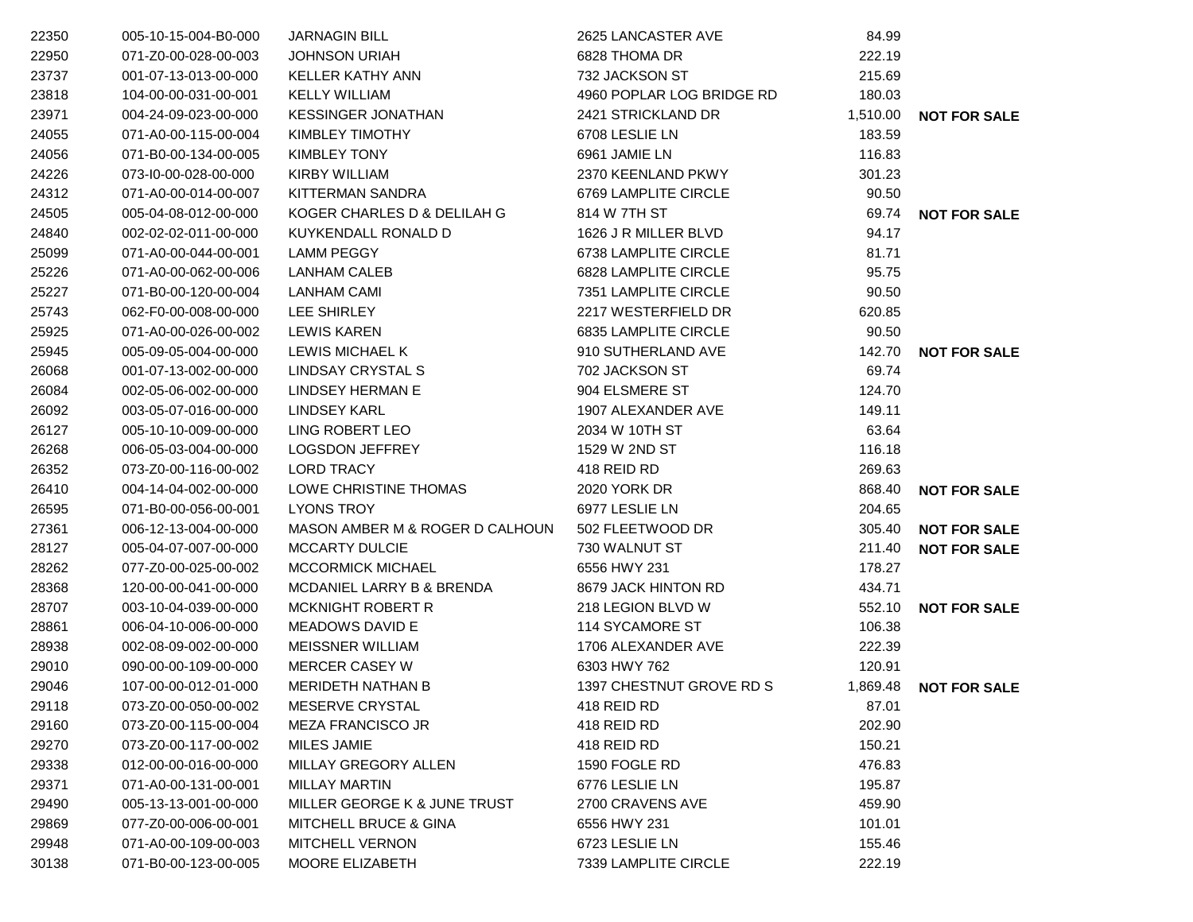| | | | | | |
|---|---|---|---|---|---|
| 22350 | 005-10-15-004-B0-000 | JARNAGIN BILL | 2625 LANCASTER AVE | 84.99 | |
| 22950 | 071-Z0-00-028-00-003 | JOHNSON URIAH | 6828 THOMA DR | 222.19 | |
| 23737 | 001-07-13-013-00-000 | KELLER KATHY ANN | 732 JACKSON ST | 215.69 | |
| 23818 | 104-00-00-031-00-001 | KELLY WILLIAM | 4960 POPLAR LOG BRIDGE RD | 180.03 | |
| 23971 | 004-24-09-023-00-000 | KESSINGER JONATHAN | 2421 STRICKLAND DR | 1,510.00 | **NOT FOR SALE** |
| 24055 | 071-A0-00-115-00-004 | KIMBLEY TIMOTHY | 6708 LESLIE LN | 183.59 | |
| 24056 | 071-B0-00-134-00-005 | KIMBLEY TONY | 6961 JAMIE LN | 116.83 | |
| 24226 | 073-I0-00-028-00-000 | KIRBY WILLIAM | 2370 KEENLAND PKWY | 301.23 | |
| 24312 | 071-A0-00-014-00-007 | KITTERMAN SANDRA | 6769 LAMPLITE CIRCLE | 90.50 | |
| 24505 | 005-04-08-012-00-000 | KOGER CHARLES D & DELILAH G | 814 W 7TH ST | 69.74 | **NOT FOR SALE** |
| 24840 | 002-02-02-011-00-000 | KUYKENDALL RONALD D | 1626 J R MILLER BLVD | 94.17 | |
| 25099 | 071-A0-00-044-00-001 | LAMM PEGGY | 6738 LAMPLITE CIRCLE | 81.71 | |
| 25226 | 071-A0-00-062-00-006 | LANHAM CALEB | 6828 LAMPLITE CIRCLE | 95.75 | |
| 25227 | 071-B0-00-120-00-004 | LANHAM CAMI | 7351 LAMPLITE CIRCLE | 90.50 | |
| 25743 | 062-F0-00-008-00-000 | LEE SHIRLEY | 2217 WESTERFIELD DR | 620.85 | |
| 25925 | 071-A0-00-026-00-002 | LEWIS KAREN | 6835 LAMPLITE CIRCLE | 90.50 | |
| 25945 | 005-09-05-004-00-000 | LEWIS MICHAEL K | 910 SUTHERLAND AVE | 142.70 | **NOT FOR SALE** |
| 26068 | 001-07-13-002-00-000 | LINDSAY CRYSTAL S | 702 JACKSON ST | 69.74 | |
| 26084 | 002-05-06-002-00-000 | LINDSEY HERMAN E | 904 ELSMERE ST | 124.70 | |
| 26092 | 003-05-07-016-00-000 | LINDSEY KARL | 1907 ALEXANDER AVE | 149.11 | |
| 26127 | 005-10-10-009-00-000 | LING ROBERT LEO | 2034 W 10TH ST | 63.64 | |
| 26268 | 006-05-03-004-00-000 | LOGSDON JEFFREY | 1529 W 2ND ST | 116.18 | |
| 26352 | 073-Z0-00-116-00-002 | LORD TRACY | 418 REID RD | 269.63 | |
| 26410 | 004-14-04-002-00-000 | LOWE CHRISTINE THOMAS | 2020 YORK DR | 868.40 | **NOT FOR SALE** |
| 26595 | 071-B0-00-056-00-001 | LYONS TROY | 6977 LESLIE LN | 204.65 | |
| 27361 | 006-12-13-004-00-000 | MASON AMBER M & ROGER D CALHOUN | 502 FLEETWOOD DR | 305.40 | **NOT FOR SALE** |
| 28127 | 005-04-07-007-00-000 | MCCARTY DULCIE | 730 WALNUT ST | 211.40 | **NOT FOR SALE** |
| 28262 | 077-Z0-00-025-00-002 | MCCORMICK MICHAEL | 6556 HWY 231 | 178.27 | |
| 28368 | 120-00-00-041-00-000 | MCDANIEL LARRY B & BRENDA | 8679 JACK HINTON RD | 434.71 | |
| 28707 | 003-10-04-039-00-000 | MCKNIGHT ROBERT R | 218 LEGION BLVD W | 552.10 | **NOT FOR SALE** |
| 28861 | 006-04-10-006-00-000 | MEADOWS DAVID E | 114 SYCAMORE ST | 106.38 | |
| 28938 | 002-08-09-002-00-000 | MEISSNER WILLIAM | 1706 ALEXANDER AVE | 222.39 | |
| 29010 | 090-00-00-109-00-000 | MERCER CASEY W | 6303 HWY 762 | 120.91 | |
| 29046 | 107-00-00-012-01-000 | MERIDETH NATHAN B | 1397 CHESTNUT GROVE RD S | 1,869.48 | **NOT FOR SALE** |
| 29118 | 073-Z0-00-050-00-002 | MESERVE CRYSTAL | 418 REID RD | 87.01 | |
| 29160 | 073-Z0-00-115-00-004 | MEZA FRANCISCO JR | 418 REID RD | 202.90 | |
| 29270 | 073-Z0-00-117-00-002 | MILES JAMIE | 418 REID RD | 150.21 | |
| 29338 | 012-00-00-016-00-000 | MILLAY GREGORY ALLEN | 1590 FOGLE RD | 476.83 | |
| 29371 | 071-A0-00-131-00-001 | MILLAY MARTIN | 6776 LESLIE LN | 195.87 | |
| 29490 | 005-13-13-001-00-000 | MILLER GEORGE K & JUNE TRUST | 2700 CRAVENS AVE | 459.90 | |
| 29869 | 077-Z0-00-006-00-001 | MITCHELL BRUCE & GINA | 6556 HWY 231 | 101.01 | |
| 29948 | 071-A0-00-109-00-003 | MITCHELL VERNON | 6723 LESLIE LN | 155.46 | |
| 30138 | 071-B0-00-123-00-005 | MOORE ELIZABETH | 7339 LAMPLITE CIRCLE | 222.19 | |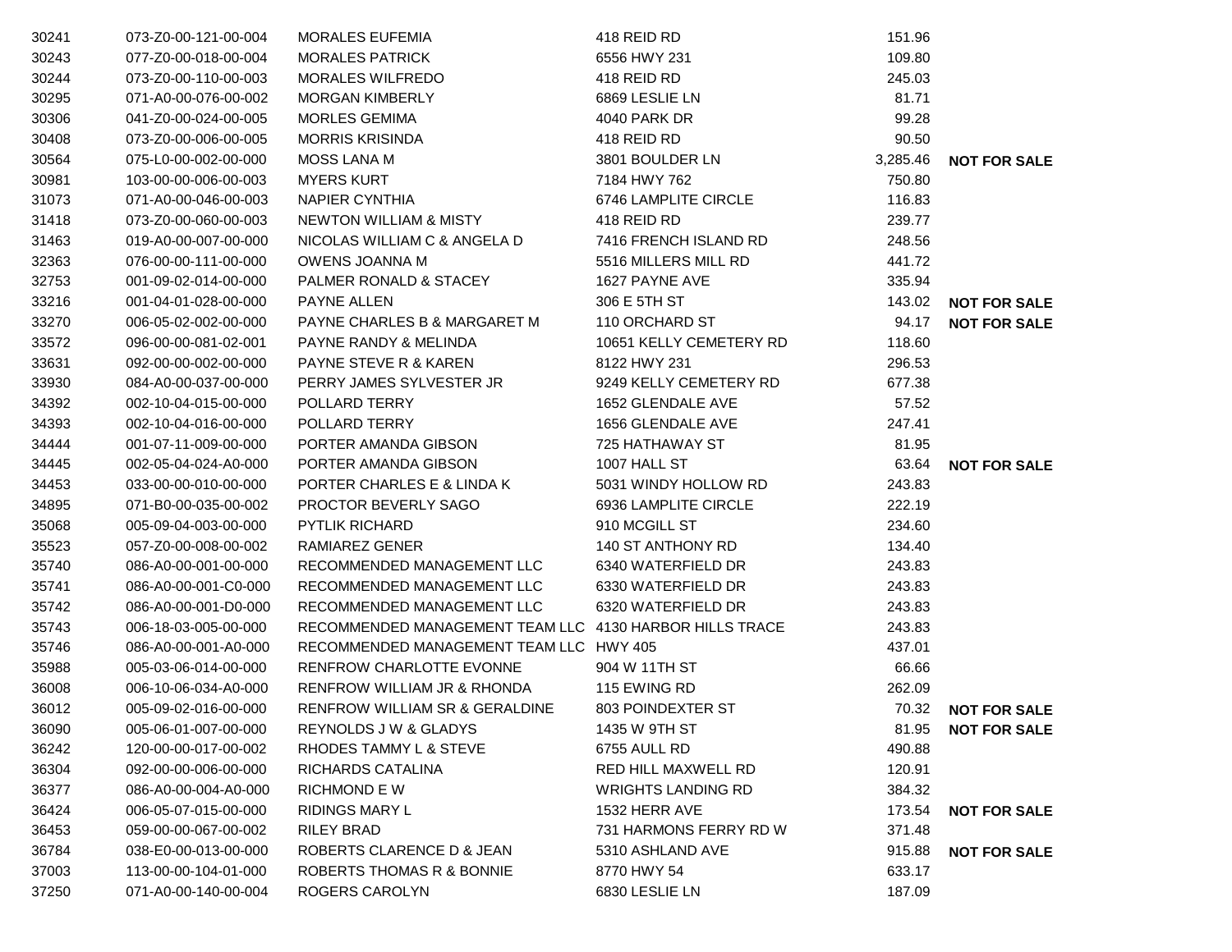| | | | | | |
|---|---|---|---|---|---|
| 30241 | 073-Z0-00-121-00-004 | MORALES EUFEMIA | 418 REID RD | 151.96 | |
| 30243 | 077-Z0-00-018-00-004 | MORALES PATRICK | 6556 HWY 231 | 109.80 | |
| 30244 | 073-Z0-00-110-00-003 | MORALES WILFREDO | 418 REID RD | 245.03 | |
| 30295 | 071-A0-00-076-00-002 | MORGAN KIMBERLY | 6869 LESLIE LN | 81.71 | |
| 30306 | 041-Z0-00-024-00-005 | MORLES GEMIMA | 4040 PARK DR | 99.28 | |
| 30408 | 073-Z0-00-006-00-005 | MORRIS KRISINDA | 418 REID RD | 90.50 | |
| 30564 | 075-L0-00-002-00-000 | MOSS LANA M | 3801 BOULDER LN | 3,285.46 | NOT FOR SALE |
| 30981 | 103-00-00-006-00-003 | MYERS KURT | 7184 HWY 762 | 750.80 | |
| 31073 | 071-A0-00-046-00-003 | NAPIER CYNTHIA | 6746 LAMPLITE CIRCLE | 116.83 | |
| 31418 | 073-Z0-00-060-00-003 | NEWTON WILLIAM & MISTY | 418 REID RD | 239.77 | |
| 31463 | 019-A0-00-007-00-000 | NICOLAS WILLIAM C & ANGELA D | 7416 FRENCH ISLAND RD | 248.56 | |
| 32363 | 076-00-00-111-00-000 | OWENS JOANNA M | 5516 MILLERS MILL RD | 441.72 | |
| 32753 | 001-09-02-014-00-000 | PALMER RONALD & STACEY | 1627 PAYNE AVE | 335.94 | |
| 33216 | 001-04-01-028-00-000 | PAYNE ALLEN | 306 E 5TH ST | 143.02 | NOT FOR SALE |
| 33270 | 006-05-02-002-00-000 | PAYNE CHARLES B & MARGARET M | 110 ORCHARD ST | 94.17 | NOT FOR SALE |
| 33572 | 096-00-00-081-02-001 | PAYNE RANDY & MELINDA | 10651 KELLY CEMETERY RD | 118.60 | |
| 33631 | 092-00-00-002-00-000 | PAYNE STEVE R & KAREN | 8122 HWY 231 | 296.53 | |
| 33930 | 084-A0-00-037-00-000 | PERRY JAMES SYLVESTER JR | 9249 KELLY CEMETERY RD | 677.38 | |
| 34392 | 002-10-04-015-00-000 | POLLARD TERRY | 1652 GLENDALE AVE | 57.52 | |
| 34393 | 002-10-04-016-00-000 | POLLARD TERRY | 1656 GLENDALE AVE | 247.41 | |
| 34444 | 001-07-11-009-00-000 | PORTER AMANDA GIBSON | 725 HATHAWAY ST | 81.95 | |
| 34445 | 002-05-04-024-A0-000 | PORTER AMANDA GIBSON | 1007 HALL ST | 63.64 | NOT FOR SALE |
| 34453 | 033-00-00-010-00-000 | PORTER CHARLES E & LINDA K | 5031 WINDY HOLLOW RD | 243.83 | |
| 34895 | 071-B0-00-035-00-002 | PROCTOR BEVERLY SAGO | 6936 LAMPLITE CIRCLE | 222.19 | |
| 35068 | 005-09-04-003-00-000 | PYTLIK RICHARD | 910 MCGILL ST | 234.60 | |
| 35523 | 057-Z0-00-008-00-002 | RAMIAREZ GENER | 140 ST ANTHONY RD | 134.40 | |
| 35740 | 086-A0-00-001-00-000 | RECOMMENDED MANAGEMENT LLC | 6340 WATERFIELD DR | 243.83 | |
| 35741 | 086-A0-00-001-C0-000 | RECOMMENDED MANAGEMENT LLC | 6330 WATERFIELD DR | 243.83 | |
| 35742 | 086-A0-00-001-D0-000 | RECOMMENDED MANAGEMENT LLC | 6320 WATERFIELD DR | 243.83 | |
| 35743 | 006-18-03-005-00-000 | RECOMMENDED MANAGEMENT TEAM LLC | 4130 HARBOR HILLS TRACE | 243.83 | |
| 35746 | 086-A0-00-001-A0-000 | RECOMMENDED MANAGEMENT TEAM LLC | HWY 405 | 437.01 | |
| 35988 | 005-03-06-014-00-000 | RENFROW CHARLOTTE EVONNE | 904 W 11TH ST | 66.66 | |
| 36008 | 006-10-06-034-A0-000 | RENFROW WILLIAM JR & RHONDA | 115 EWING RD | 262.09 | |
| 36012 | 005-09-02-016-00-000 | RENFROW WILLIAM SR & GERALDINE | 803 POINDEXTER ST | 70.32 | NOT FOR SALE |
| 36090 | 005-06-01-007-00-000 | REYNOLDS J W & GLADYS | 1435 W 9TH ST | 81.95 | NOT FOR SALE |
| 36242 | 120-00-00-017-00-002 | RHODES TAMMY L & STEVE | 6755 AULL RD | 490.88 | |
| 36304 | 092-00-00-006-00-000 | RICHARDS CATALINA | RED HILL MAXWELL RD | 120.91 | |
| 36377 | 086-A0-00-004-A0-000 | RICHMOND E W | WRIGHTS LANDING RD | 384.32 | |
| 36424 | 006-05-07-015-00-000 | RIDINGS MARY L | 1532 HERR AVE | 173.54 | NOT FOR SALE |
| 36453 | 059-00-00-067-00-002 | RILEY BRAD | 731 HARMONS FERRY RD W | 371.48 | |
| 36784 | 038-E0-00-013-00-000 | ROBERTS CLARENCE D & JEAN | 5310 ASHLAND AVE | 915.88 | NOT FOR SALE |
| 37003 | 113-00-00-104-01-000 | ROBERTS THOMAS R & BONNIE | 8770 HWY 54 | 633.17 | |
| 37250 | 071-A0-00-140-00-004 | ROGERS CAROLYN | 6830 LESLIE LN | 187.09 | |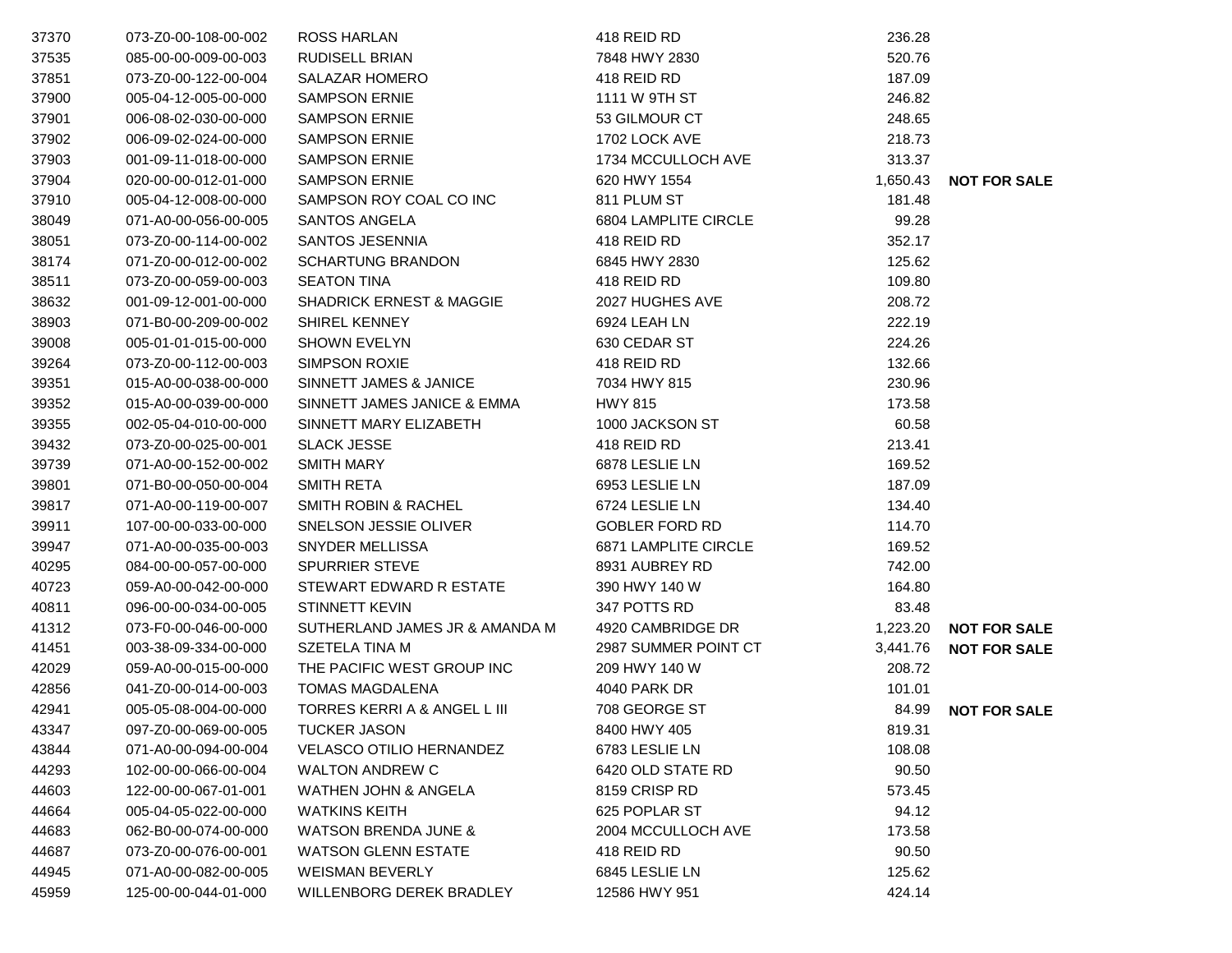| | | | | | |
|---|---|---|---|---|---|
| 37370 | 073-Z0-00-108-00-002 | ROSS HARLAN | 418 REID RD | 236.28 | |
| 37535 | 085-00-00-009-00-003 | RUDISELL BRIAN | 7848 HWY 2830 | 520.76 | |
| 37851 | 073-Z0-00-122-00-004 | SALAZAR HOMERO | 418 REID RD | 187.09 | |
| 37900 | 005-04-12-005-00-000 | SAMPSON ERNIE | 1111 W 9TH ST | 246.82 | |
| 37901 | 006-08-02-030-00-000 | SAMPSON ERNIE | 53 GILMOUR CT | 248.65 | |
| 37902 | 006-09-02-024-00-000 | SAMPSON ERNIE | 1702 LOCK AVE | 218.73 | |
| 37903 | 001-09-11-018-00-000 | SAMPSON ERNIE | 1734 MCCULLOCH AVE | 313.37 | |
| 37904 | 020-00-00-012-01-000 | SAMPSON ERNIE | 620 HWY 1554 | 1,650.43 | **NOT FOR SALE** |
| 37910 | 005-04-12-008-00-000 | SAMPSON ROY COAL CO INC | 811 PLUM ST | 181.48 | |
| 38049 | 071-A0-00-056-00-005 | SANTOS ANGELA | 6804 LAMPLITE CIRCLE | 99.28 | |
| 38051 | 073-Z0-00-114-00-002 | SANTOS JESENNIA | 418 REID RD | 352.17 | |
| 38174 | 071-Z0-00-012-00-002 | SCHARTUNG BRANDON | 6845 HWY 2830 | 125.62 | |
| 38511 | 073-Z0-00-059-00-003 | SEATON TINA | 418 REID RD | 109.80 | |
| 38632 | 001-09-12-001-00-000 | SHADRICK ERNEST & MAGGIE | 2027 HUGHES AVE | 208.72 | |
| 38903 | 071-B0-00-209-00-002 | SHIREL KENNEY | 6924 LEAH LN | 222.19 | |
| 39008 | 005-01-01-015-00-000 | SHOWN EVELYN | 630 CEDAR ST | 224.26 | |
| 39264 | 073-Z0-00-112-00-003 | SIMPSON ROXIE | 418 REID RD | 132.66 | |
| 39351 | 015-A0-00-038-00-000 | SINNETT JAMES & JANICE | 7034 HWY 815 | 230.96 | |
| 39352 | 015-A0-00-039-00-000 | SINNETT JAMES JANICE & EMMA | HWY 815 | 173.58 | |
| 39355 | 002-05-04-010-00-000 | SINNETT MARY ELIZABETH | 1000 JACKSON ST | 60.58 | |
| 39432 | 073-Z0-00-025-00-001 | SLACK JESSE | 418 REID RD | 213.41 | |
| 39739 | 071-A0-00-152-00-002 | SMITH MARY | 6878 LESLIE LN | 169.52 | |
| 39801 | 071-B0-00-050-00-004 | SMITH RETA | 6953 LESLIE LN | 187.09 | |
| 39817 | 071-A0-00-119-00-007 | SMITH ROBIN & RACHEL | 6724 LESLIE LN | 134.40 | |
| 39911 | 107-00-00-033-00-000 | SNELSON JESSIE OLIVER | GOBLER FORD RD | 114.70 | |
| 39947 | 071-A0-00-035-00-003 | SNYDER MELLISSA | 6871 LAMPLITE CIRCLE | 169.52 | |
| 40295 | 084-00-00-057-00-000 | SPURRIER STEVE | 8931 AUBREY RD | 742.00 | |
| 40723 | 059-A0-00-042-00-000 | STEWART EDWARD R ESTATE | 390 HWY 140 W | 164.80 | |
| 40811 | 096-00-00-034-00-005 | STINNETT KEVIN | 347 POTTS RD | 83.48 | |
| 41312 | 073-F0-00-046-00-000 | SUTHERLAND JAMES JR & AMANDA M | 4920 CAMBRIDGE DR | 1,223.20 | **NOT FOR SALE** |
| 41451 | 003-38-09-334-00-000 | SZETELA TINA M | 2987 SUMMER POINT CT | 3,441.76 | **NOT FOR SALE** |
| 42029 | 059-A0-00-015-00-000 | THE PACIFIC WEST GROUP INC | 209 HWY 140 W | 208.72 | |
| 42856 | 041-Z0-00-014-00-003 | TOMAS MAGDALENA | 4040 PARK DR | 101.01 | |
| 42941 | 005-05-08-004-00-000 | TORRES KERRI A & ANGEL L III | 708 GEORGE ST | 84.99 | **NOT FOR SALE** |
| 43347 | 097-Z0-00-069-00-005 | TUCKER JASON | 8400 HWY 405 | 819.31 | |
| 43844 | 071-A0-00-094-00-004 | VELASCO OTILIO HERNANDEZ | 6783 LESLIE LN | 108.08 | |
| 44293 | 102-00-00-066-00-004 | WALTON ANDREW C | 6420 OLD STATE RD | 90.50 | |
| 44603 | 122-00-00-067-01-001 | WATHEN JOHN & ANGELA | 8159 CRISP RD | 573.45 | |
| 44664 | 005-04-05-022-00-000 | WATKINS KEITH | 625 POPLAR ST | 94.12 | |
| 44683 | 062-B0-00-074-00-000 | WATSON BRENDA JUNE & | 2004 MCCULLOCH AVE | 173.58 | |
| 44687 | 073-Z0-00-076-00-001 | WATSON GLENN ESTATE | 418 REID RD | 90.50 | |
| 44945 | 071-A0-00-082-00-005 | WEISMAN BEVERLY | 6845 LESLIE LN | 125.62 | |
| 45959 | 125-00-00-044-01-000 | WILLENBORG DEREK BRADLEY | 12586 HWY 951 | 424.14 | |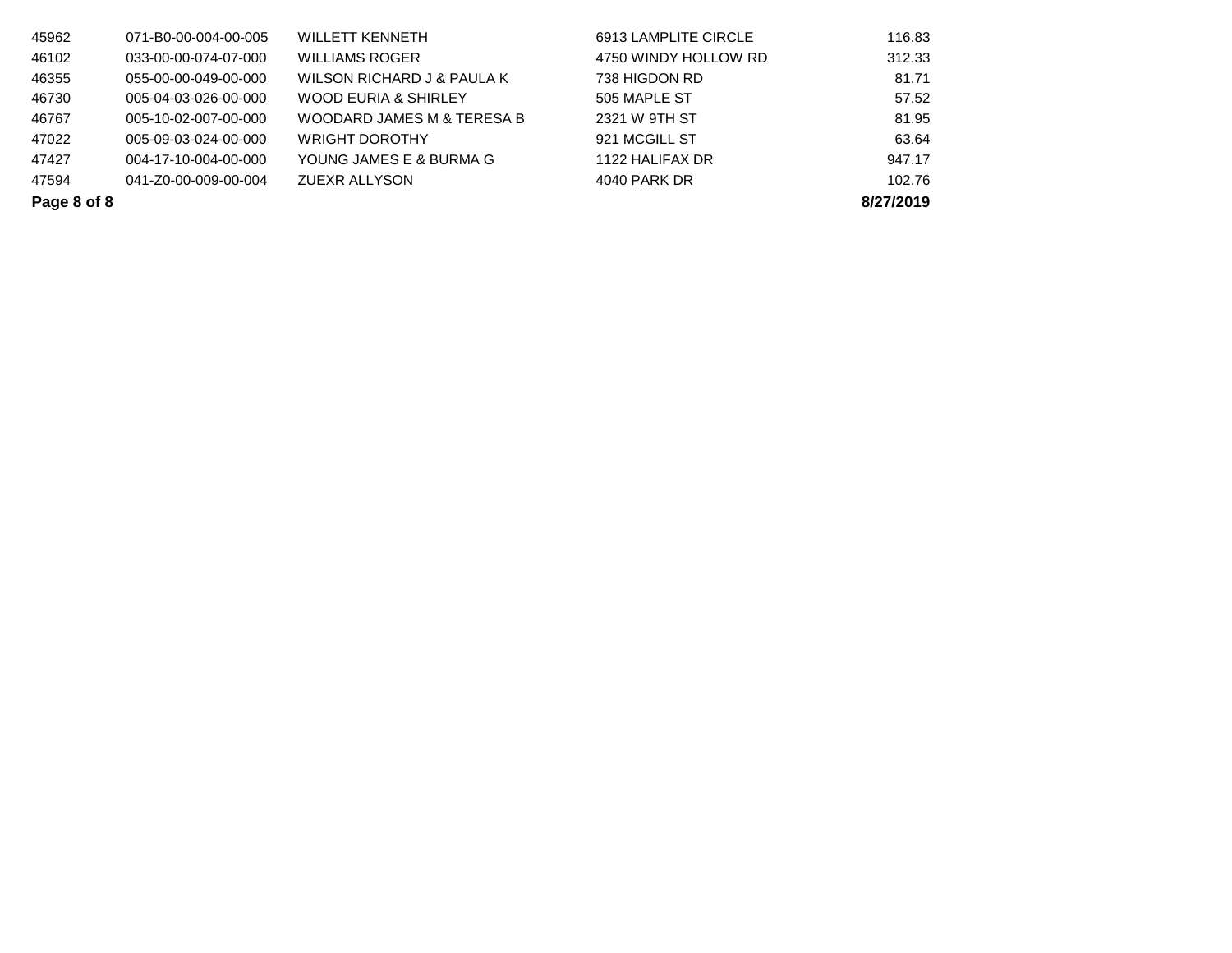| | | | | |
|---|---|---|---|---|
| 45962 | 071-B0-00-004-00-005 | WILLETT KENNETH | 6913 LAMPLITE CIRCLE | 116.83 |
| 46102 | 033-00-00-074-07-000 | WILLIAMS ROGER | 4750 WINDY HOLLOW RD | 312.33 |
| 46355 | 055-00-00-049-00-000 | WILSON RICHARD J & PAULA K | 738 HIGDON RD | 81.71 |
| 46730 | 005-04-03-026-00-000 | WOOD EURIA & SHIRLEY | 505 MAPLE ST | 57.52 |
| 46767 | 005-10-02-007-00-000 | WOODARD JAMES M & TERESA B | 2321 W 9TH ST | 81.95 |
| 47022 | 005-09-03-024-00-000 | WRIGHT DOROTHY | 921 MCGILL ST | 63.64 |
| 47427 | 004-17-10-004-00-000 | YOUNG JAMES E & BURMA G | 1122 HALIFAX DR | 947.17 |
| 47594 | 041-Z0-00-009-00-004 | ZUEXR ALLYSON | 4040 PARK DR | 102.76 |

**8/27/2019**